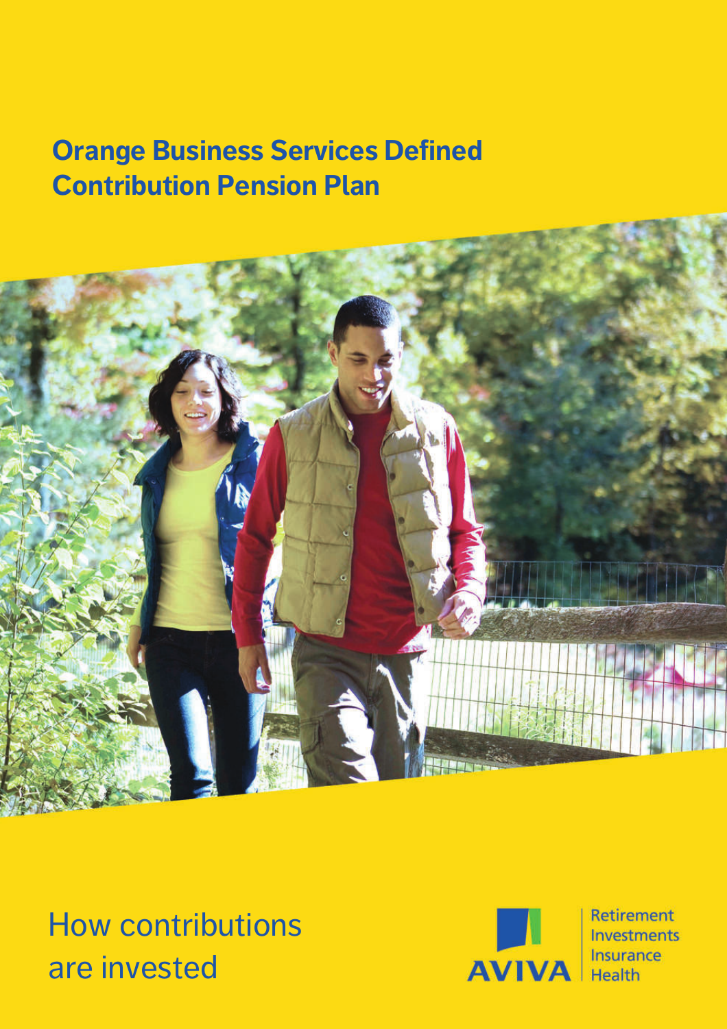# Orange Business Services Defined Contribution Pension Plan

How contributions are invested

AVIVA

Retirement
Investments
Insurance
Health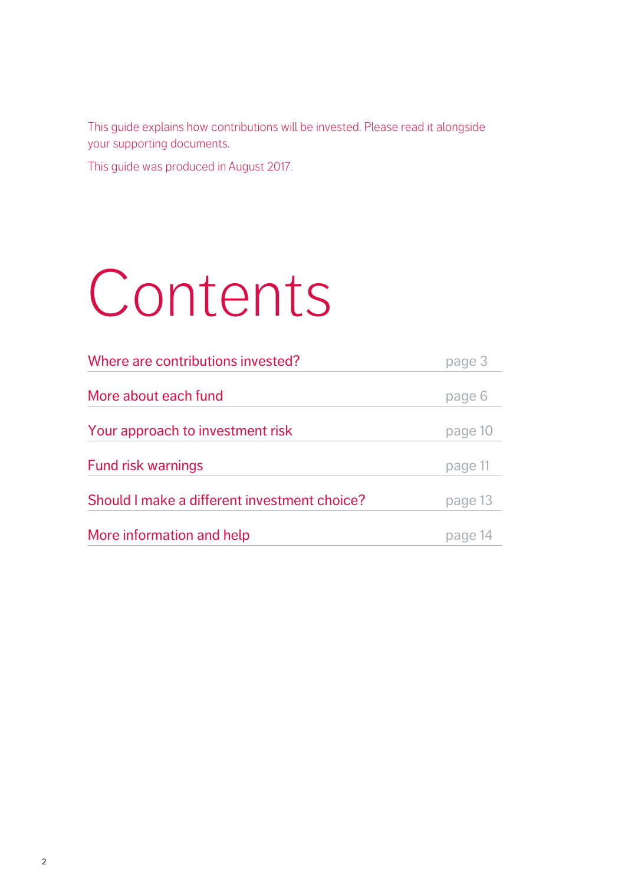This guide explains how contributions will be invested. Please read it alongside your supporting documents.

This guide was produced in August 2017.

# Contents

| | |
|---|---|
| Where are contributions invested? | page 3 |
| More about each fund | page 6 |
| Your approach to investment risk | page 10 |
| Fund risk warnings | page 11 |
| Should I make a different investment choice? | page 13 |
| More information and help | page 14 |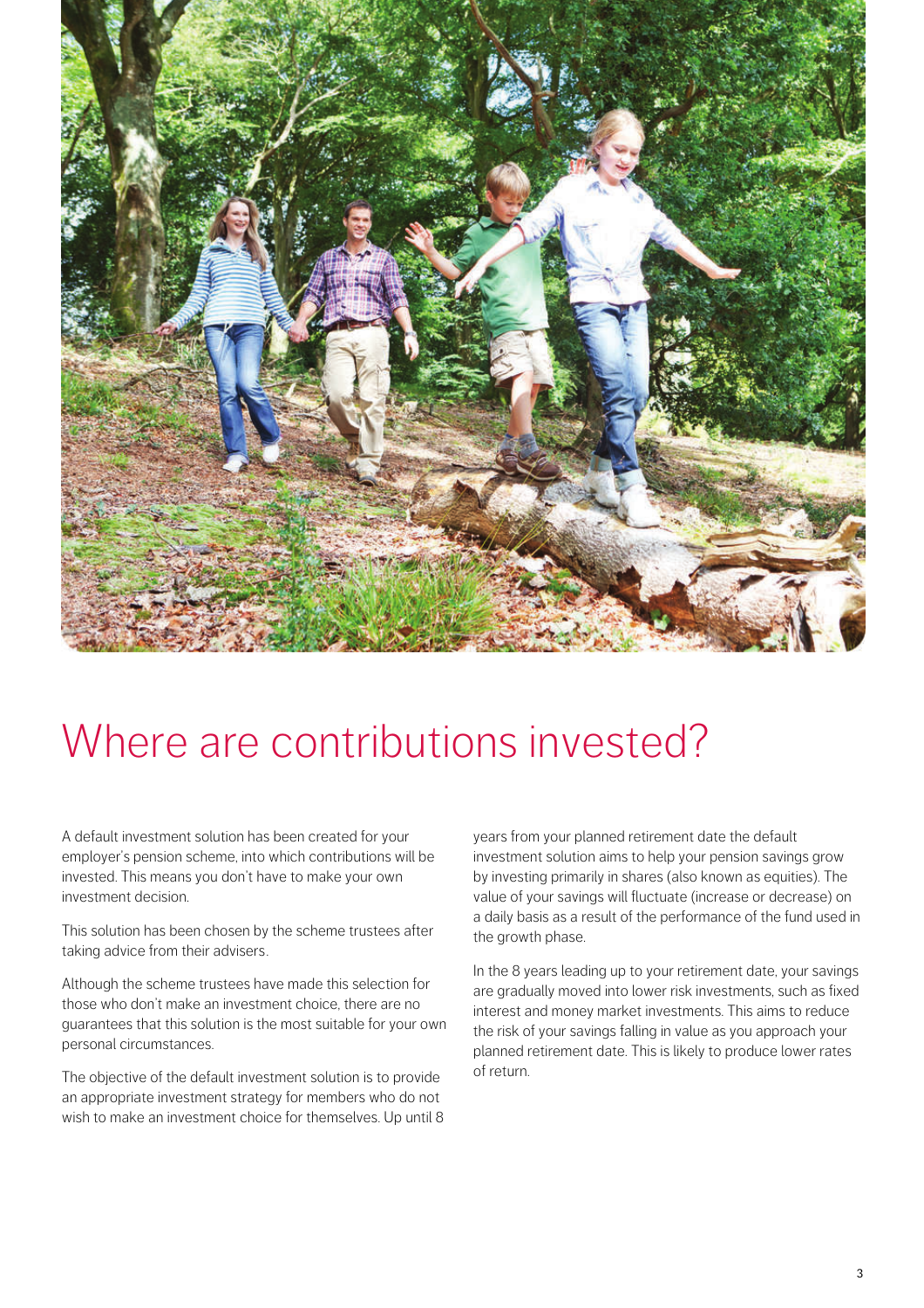# Where are contributions invested?

A default investment solution has been created for your employer's pension scheme, into which contributions will be invested. This means you don't have to make your own investment decision.

This solution has been chosen by the scheme trustees after taking advice from their advisers.

Although the scheme trustees have made this selection for those who don't make an investment choice, there are no guarantees that this solution is the most suitable for your own personal circumstances.

The objective of the default investment solution is to provide an appropriate investment strategy for members who do not wish to make an investment choice for themselves. Up until 8 years from your planned retirement date the default investment solution aims to help your pension savings grow by investing primarily in shares (also known as equities). The value of your savings will fluctuate (increase or decrease) on a daily basis as a result of the performance of the fund used in the growth phase.

In the 8 years leading up to your retirement date, your savings are gradually moved into lower risk investments, such as fixed interest and money market investments. This aims to reduce the risk of your savings falling in value as you approach your planned retirement date. This is likely to produce lower rates of return.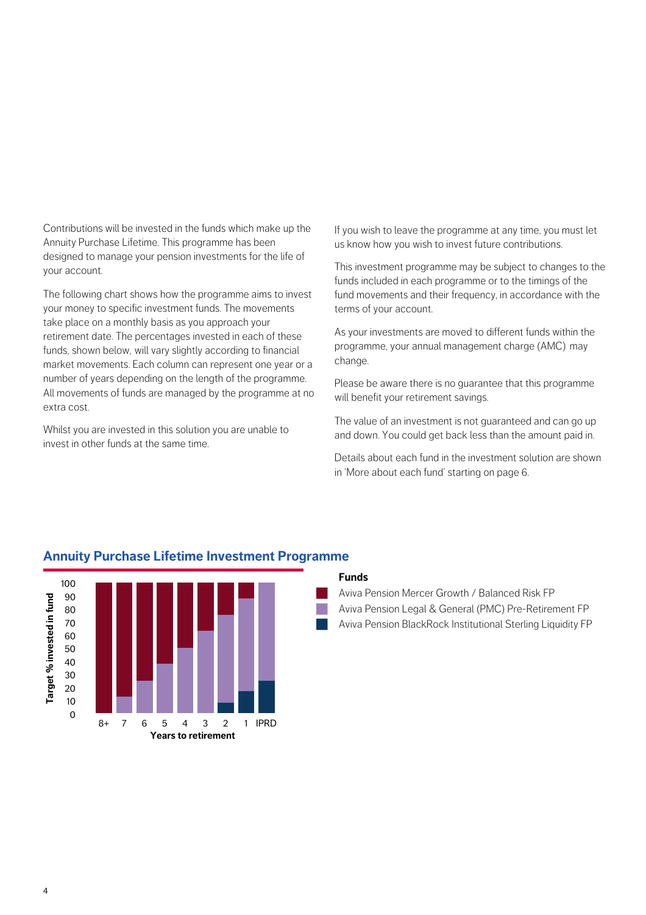Contributions will be invested in the funds which make up the Annuity Purchase Lifetime. This programme has been designed to manage your pension investments for the life of your account.

The following chart shows how the programme aims to invest your money to specific investment funds. The movements take place on a monthly basis as you approach your retirement date. The percentages invested in each of these funds, shown below, will vary slightly according to financial market movements. Each column can represent one year or a number of years depending on the length of the programme. All movements of funds are managed by the programme at no extra cost.

Whilst you are invested in this solution you are unable to invest in other funds at the same time.

If you wish to leave the programme at any time, you must let us know how you wish to invest future contributions.

This investment programme may be subject to changes to the funds included in each programme or to the timings of the fund movements and their frequency, in accordance with the terms of your account.

As your investments are moved to different funds within the programme, your annual management charge (AMC) may change.

Please be aware there is no guarantee that this programme will benefit your retirement savings.

The value of an investment is not guaranteed and can go up and down. You could get back less than the amount paid in.

Details about each fund in the investment solution are shown in 'More about each fund' starting on page 6.

## Annuity Purchase Lifetime Investment Programme

**Funds**

- Aviva Pension Mercer Growth / Balanced Risk FP
- Aviva Pension Legal & General (PMC) Pre-Retirement FP
- Aviva Pension BlackRock Institutional Sterling Liquidity FP

Target % invested in fund (0–100) by Years to retirement: 8+, 7, 6, 5, 4, 3, 2, 1, IPRD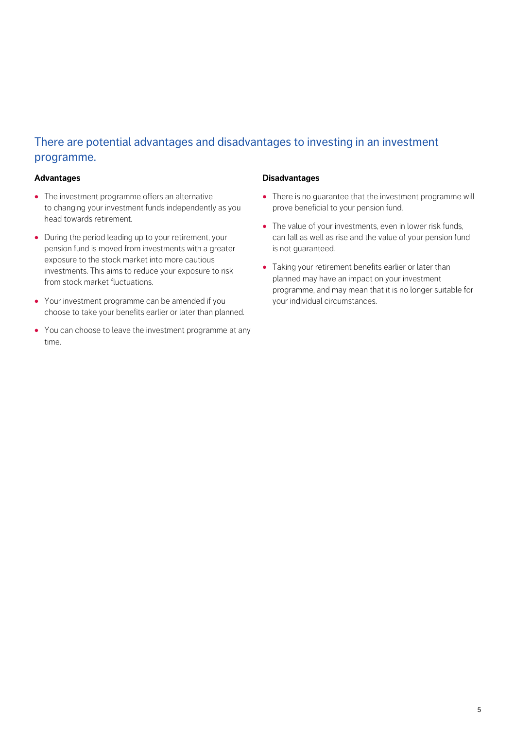## There are potential advantages and disadvantages to investing in an investment programme.

### Advantages

- The investment programme offers an alternative to changing your investment funds independently as you head towards retirement.
- During the period leading up to your retirement, your pension fund is moved from investments with a greater exposure to the stock market into more cautious investments. This aims to reduce your exposure to risk from stock market fluctuations.
- Your investment programme can be amended if you choose to take your benefits earlier or later than planned.
- You can choose to leave the investment programme at any time.

### Disadvantages

- There is no guarantee that the investment programme will prove beneficial to your pension fund.
- The value of your investments, even in lower risk funds, can fall as well as rise and the value of your pension fund is not guaranteed.
- Taking your retirement benefits earlier or later than planned may have an impact on your investment programme, and may mean that it is no longer suitable for your individual circumstances.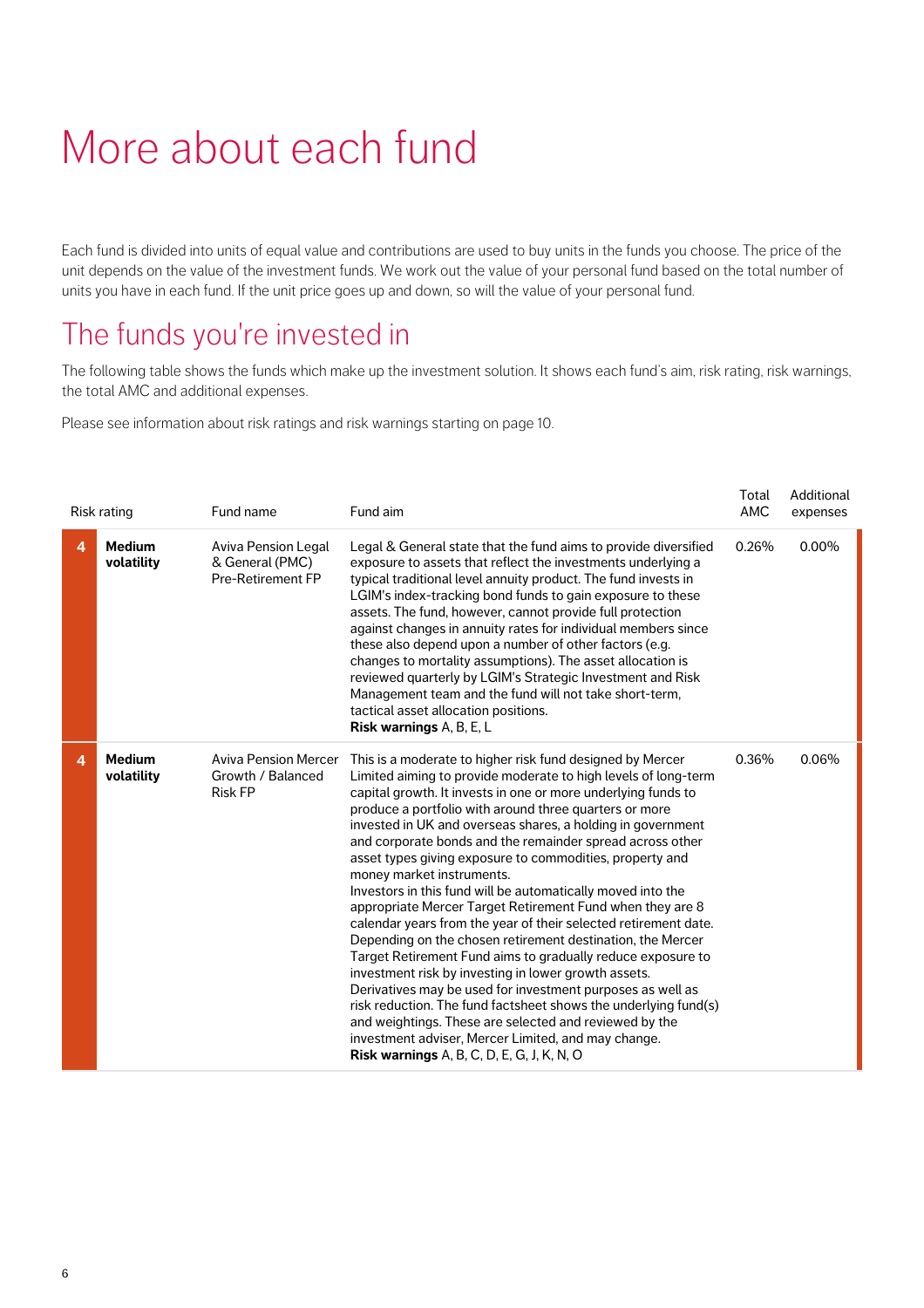# More about each fund

Each fund is divided into units of equal value and contributions are used to buy units in the funds you choose. The price of the unit depends on the value of the investment funds. We work out the value of your personal fund based on the total number of units you have in each fund. If the unit price goes up and down, so will the value of your personal fund.

## The funds you're invested in

The following table shows the funds which make up the investment solution. It shows each fund's aim, risk rating, risk warnings, the total AMC and additional expenses.

Please see information about risk ratings and risk warnings starting on page 10.

| Risk rating | | Fund name | Fund aim | Total AMC | Additional expenses |
|---|---|---|---|---|---|
| 4 | **Medium volatility** | Aviva Pension Legal & General (PMC) Pre-Retirement FP | Legal & General state that the fund aims to provide diversified exposure to assets that reflect the investments underlying a typical traditional level annuity product. The fund invests in LGIM's index-tracking bond funds to gain exposure to these assets. The fund, however, cannot provide full protection against changes in annuity rates for individual members since these also depend upon a number of other factors (e.g. changes to mortality assumptions). The asset allocation is reviewed quarterly by LGIM's Strategic Investment and Risk Management team and the fund will not take short-term, tactical asset allocation positions. **Risk warnings** A, B, E, L | 0.26% | 0.00% |
| 4 | **Medium volatility** | Aviva Pension Mercer Growth / Balanced Risk FP | This is a moderate to higher risk fund designed by Mercer Limited aiming to provide moderate to high levels of long-term capital growth. It invests in one or more underlying funds to produce a portfolio with around three quarters or more invested in UK and overseas shares, a holding in government and corporate bonds and the remainder spread across other asset types giving exposure to commodities, property and money market instruments. Investors in this fund will be automatically moved into the appropriate Mercer Target Retirement Fund when they are 8 calendar years from the year of their selected retirement date. Depending on the chosen retirement destination, the Mercer Target Retirement Fund aims to gradually reduce exposure to investment risk by investing in lower growth assets. Derivatives may be used for investment purposes as well as risk reduction. The fund factsheet shows the underlying fund(s) and weightings. These are selected and reviewed by the investment adviser, Mercer Limited, and may change. **Risk warnings** A, B, C, D, E, G, J, K, N, O | 0.36% | 0.06% |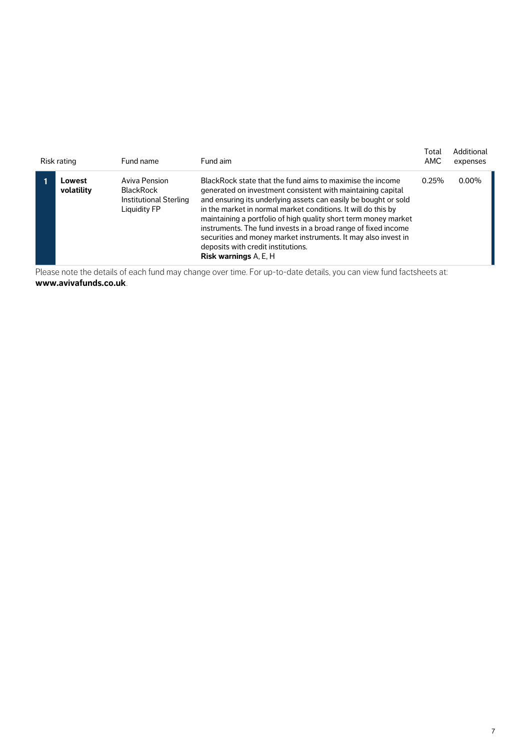| Risk rating | | Fund name | Fund aim | Total AMC | Additional expenses |
|---|---|---|---|---|---|
| 1 | **Lowest volatility** | Aviva Pension BlackRock Institutional Sterling Liquidity FP | BlackRock state that the fund aims to maximise the income generated on investment consistent with maintaining capital and ensuring its underlying assets can easily be bought or sold in the market in normal market conditions. It will do this by maintaining a portfolio of high quality short term money market instruments. The fund invests in a broad range of fixed income securities and money market instruments. It may also invest in deposits with credit institutions. **Risk warnings** A, E, H | 0.25% | 0.00% |

Please note the details of each fund may change over time. For up-to-date details, you can view fund factsheets at: **www.avivafunds.co.uk**.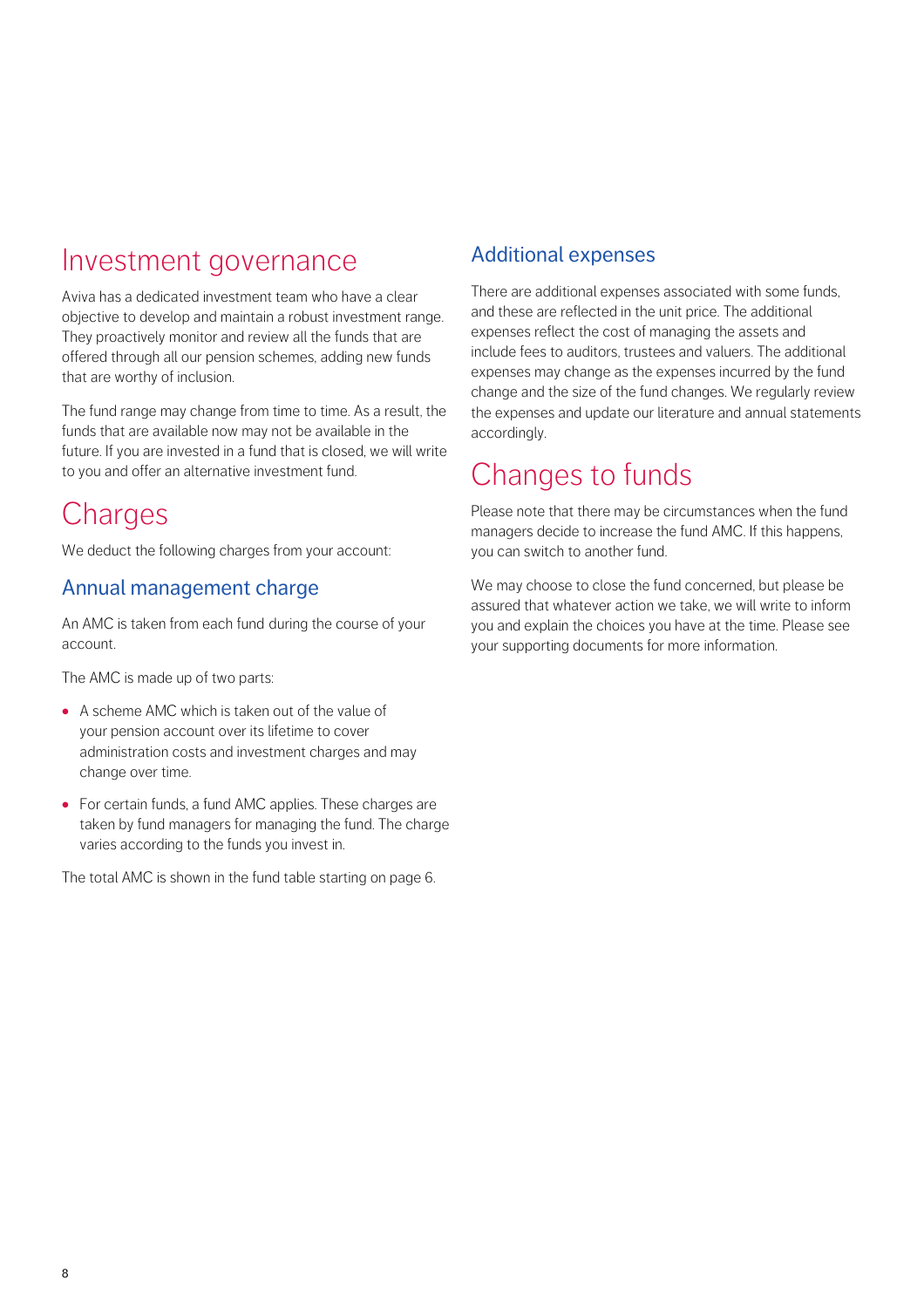## Investment governance

Aviva has a dedicated investment team who have a clear objective to develop and maintain a robust investment range. They proactively monitor and review all the funds that are offered through all our pension schemes, adding new funds that are worthy of inclusion.

The fund range may change from time to time. As a result, the funds that are available now may not be available in the future. If you are invested in a fund that is closed, we will write to you and offer an alternative investment fund.

## Charges

We deduct the following charges from your account:

### Annual management charge

An AMC is taken from each fund during the course of your account.

The AMC is made up of two parts:

- A scheme AMC which is taken out of the value of your pension account over its lifetime to cover administration costs and investment charges and may change over time.
- For certain funds, a fund AMC applies. These charges are taken by fund managers for managing the fund. The charge varies according to the funds you invest in.

The total AMC is shown in the fund table starting on page 6.

### Additional expenses

There are additional expenses associated with some funds, and these are reflected in the unit price. The additional expenses reflect the cost of managing the assets and include fees to auditors, trustees and valuers. The additional expenses may change as the expenses incurred by the fund change and the size of the fund changes. We regularly review the expenses and update our literature and annual statements accordingly.

## Changes to funds

Please note that there may be circumstances when the fund managers decide to increase the fund AMC. If this happens, you can switch to another fund.

We may choose to close the fund concerned, but please be assured that whatever action we take, we will write to inform you and explain the choices you have at the time. Please see your supporting documents for more information.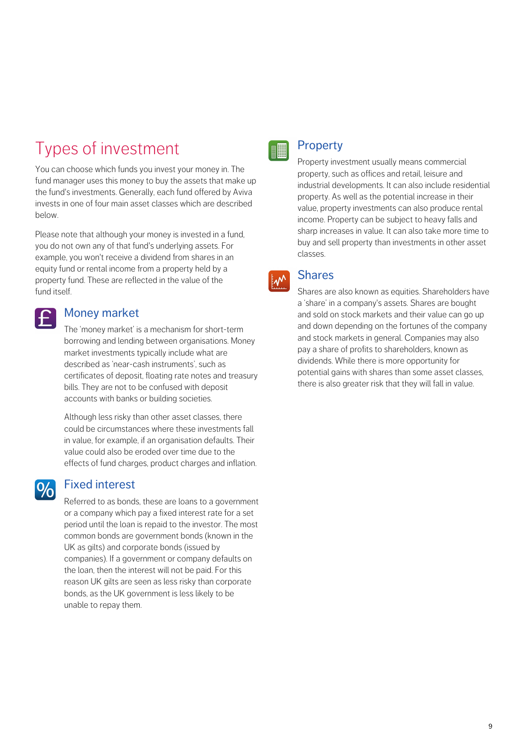# Types of investment

You can choose which funds you invest your money in. The fund manager uses this money to buy the assets that make up the fund's investments. Generally, each fund offered by Aviva invests in one of four main asset classes which are described below.

Please note that although your money is invested in a fund, you do not own any of that fund's underlying assets. For example, you won't receive a dividend from shares in an equity fund or rental income from a property held by a property fund. These are reflected in the value of the fund itself.

## Money market

The 'money market' is a mechanism for short-term borrowing and lending between organisations. Money market investments typically include what are described as 'near-cash instruments', such as certificates of deposit, floating rate notes and treasury bills. They are not to be confused with deposit accounts with banks or building societies.

Although less risky than other asset classes, there could be circumstances where these investments fall in value, for example, if an organisation defaults. Their value could also be eroded over time due to the effects of fund charges, product charges and inflation.

## Fixed interest

Referred to as bonds, these are loans to a government or a company which pay a fixed interest rate for a set period until the loan is repaid to the investor. The most common bonds are government bonds (known in the UK as gilts) and corporate bonds (issued by companies). If a government or company defaults on the loan, then the interest will not be paid. For this reason UK gilts are seen as less risky than corporate bonds, as the UK government is less likely to be unable to repay them.

## Property

Property investment usually means commercial property, such as offices and retail, leisure and industrial developments. It can also include residential property. As well as the potential increase in their value, property investments can also produce rental income. Property can be subject to heavy falls and sharp increases in value. It can also take more time to buy and sell property than investments in other asset classes.

## Shares

Shares are also known as equities. Shareholders have a 'share' in a company's assets. Shares are bought and sold on stock markets and their value can go up and down depending on the fortunes of the company and stock markets in general. Companies may also pay a share of profits to shareholders, known as dividends. While there is more opportunity for potential gains with shares than some asset classes, there is also greater risk that they will fall in value.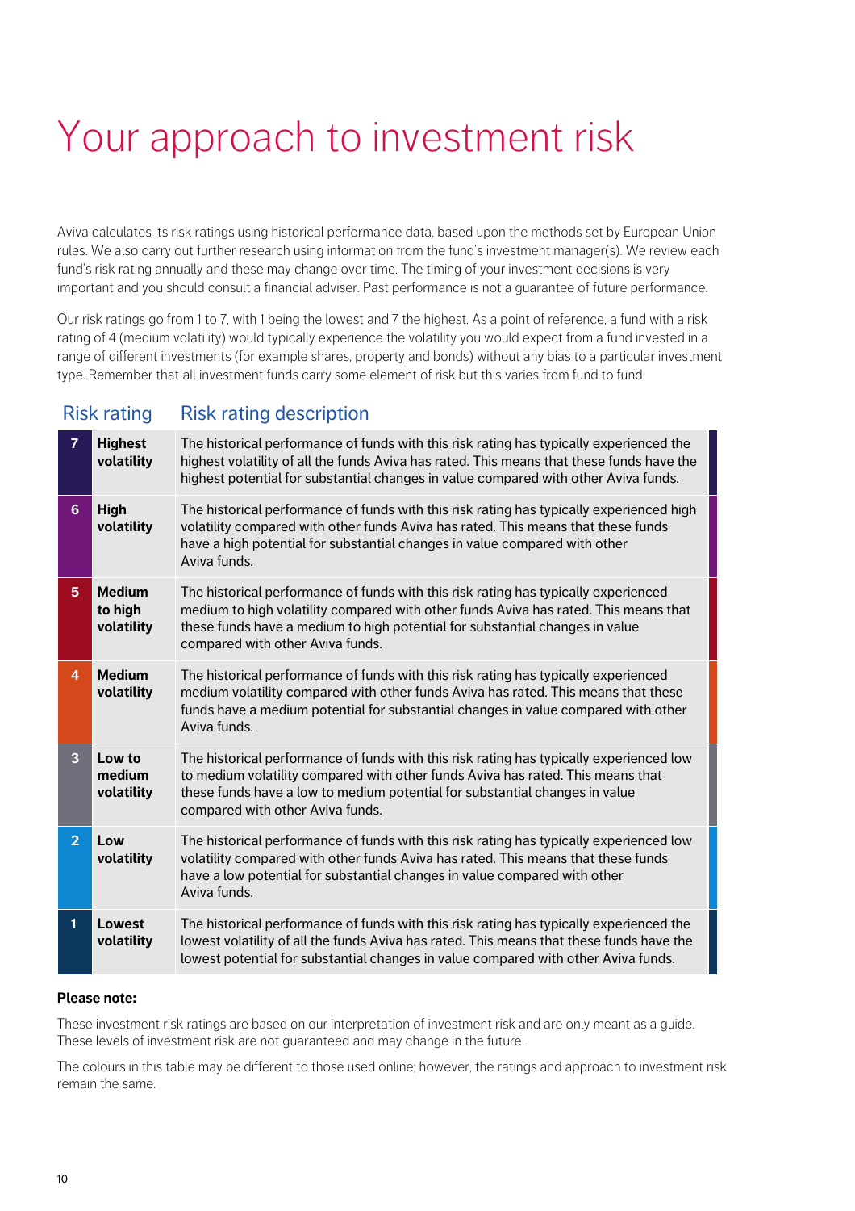# Your approach to investment risk

Aviva calculates its risk ratings using historical performance data, based upon the methods set by European Union rules. We also carry out further research using information from the fund's investment manager(s). We review each fund's risk rating annually and these may change over time. The timing of your investment decisions is very important and you should consult a financial adviser. Past performance is not a guarantee of future performance.

Our risk ratings go from 1 to 7, with 1 being the lowest and 7 the highest. As a point of reference, a fund with a risk rating of 4 (medium volatility) would typically experience the volatility you would expect from a fund invested in a range of different investments (for example shares, property and bonds) without any bias to a particular investment type. Remember that all investment funds carry some element of risk but this varies from fund to fund.

| Risk rating | | Risk rating description |
|---|---|---|
| 7 | **Highest volatility** | The historical performance of funds with this risk rating has typically experienced the highest volatility of all the funds Aviva has rated. This means that these funds have the highest potential for substantial changes in value compared with other Aviva funds. |
| 6 | **High volatility** | The historical performance of funds with this risk rating has typically experienced high volatility compared with other funds Aviva has rated. This means that these funds have a high potential for substantial changes in value compared with other Aviva funds. |
| 5 | **Medium to high volatility** | The historical performance of funds with this risk rating has typically experienced medium to high volatility compared with other funds Aviva has rated. This means that these funds have a medium to high potential for substantial changes in value compared with other Aviva funds. |
| 4 | **Medium volatility** | The historical performance of funds with this risk rating has typically experienced medium volatility compared with other funds Aviva has rated. This means that these funds have a medium potential for substantial changes in value compared with other Aviva funds. |
| 3 | **Low to medium volatility** | The historical performance of funds with this risk rating has typically experienced low to medium volatility compared with other funds Aviva has rated. This means that these funds have a low to medium potential for substantial changes in value compared with other Aviva funds. |
| 2 | **Low volatility** | The historical performance of funds with this risk rating has typically experienced low volatility compared with other funds Aviva has rated. This means that these funds have a low potential for substantial changes in value compared with other Aviva funds. |
| 1 | **Lowest volatility** | The historical performance of funds with this risk rating has typically experienced the lowest volatility of all the funds Aviva has rated. This means that these funds have the lowest potential for substantial changes in value compared with other Aviva funds. |

**Please note:**

These investment risk ratings are based on our interpretation of investment risk and are only meant as a guide. These levels of investment risk are not guaranteed and may change in the future.

The colours in this table may be different to those used online; however, the ratings and approach to investment risk remain the same.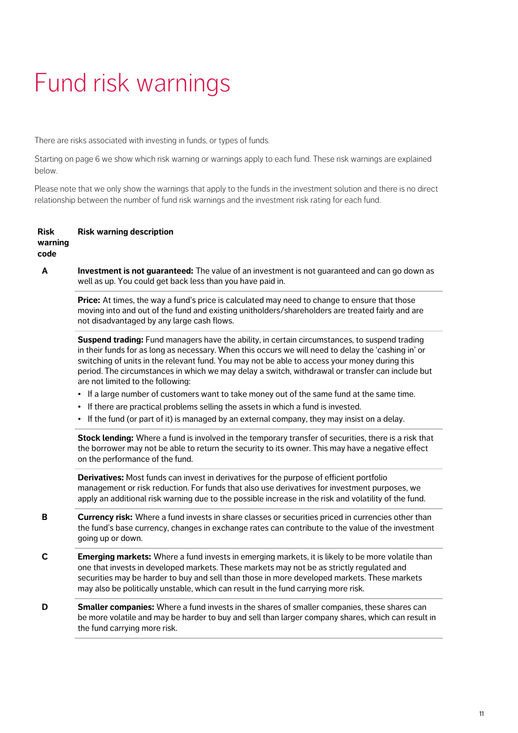# Fund risk warnings

There are risks associated with investing in funds, or types of funds.

Starting on page 6 we show which risk warning or warnings apply to each fund. These risk warnings are explained below.

Please note that we only show the warnings that apply to the funds in the investment solution and there is no direct relationship between the number of fund risk warnings and the investment risk rating for each fund.

| Risk warning code | Risk warning description |
|---|---|
| A | **Investment is not guaranteed:** The value of an investment is not guaranteed and can go down as well as up. You could get back less than you have paid in. |
| | **Price:** At times, the way a fund's price is calculated may need to change to ensure that those moving into and out of the fund and existing unitholders/shareholders are treated fairly and are not disadvantaged by any large cash flows. |
| | **Suspend trading:** Fund managers have the ability, in certain circumstances, to suspend trading in their funds for as long as necessary. When this occurs we will need to delay the 'cashing in' or switching of units in the relevant fund. You may not be able to access your money during this period. The circumstances in which we may delay a switch, withdrawal or transfer can include but are not limited to the following:<br>• If a large number of customers want to take money out of the same fund at the same time.<br>• If there are practical problems selling the assets in which a fund is invested.<br>• If the fund (or part of it) is managed by an external company, they may insist on a delay. |
| | **Stock lending:** Where a fund is involved in the temporary transfer of securities, there is a risk that the borrower may not be able to return the security to its owner. This may have a negative effect on the performance of the fund. |
| | **Derivatives:** Most funds can invest in derivatives for the purpose of efficient portfolio management or risk reduction. For funds that also use derivatives for investment purposes, we apply an additional risk warning due to the possible increase in the risk and volatility of the fund. |
| B | **Currency risk:** Where a fund invests in share classes or securities priced in currencies other than the fund's base currency, changes in exchange rates can contribute to the value of the investment going up or down. |
| C | **Emerging markets:** Where a fund invests in emerging markets, it is likely to be more volatile than one that invests in developed markets. These markets may not be as strictly regulated and securities may be harder to buy and sell than those in more developed markets. These markets may also be politically unstable, which can result in the fund carrying more risk. |
| D | **Smaller companies:** Where a fund invests in the shares of smaller companies, these shares can be more volatile and may be harder to buy and sell than larger company shares, which can result in the fund carrying more risk. |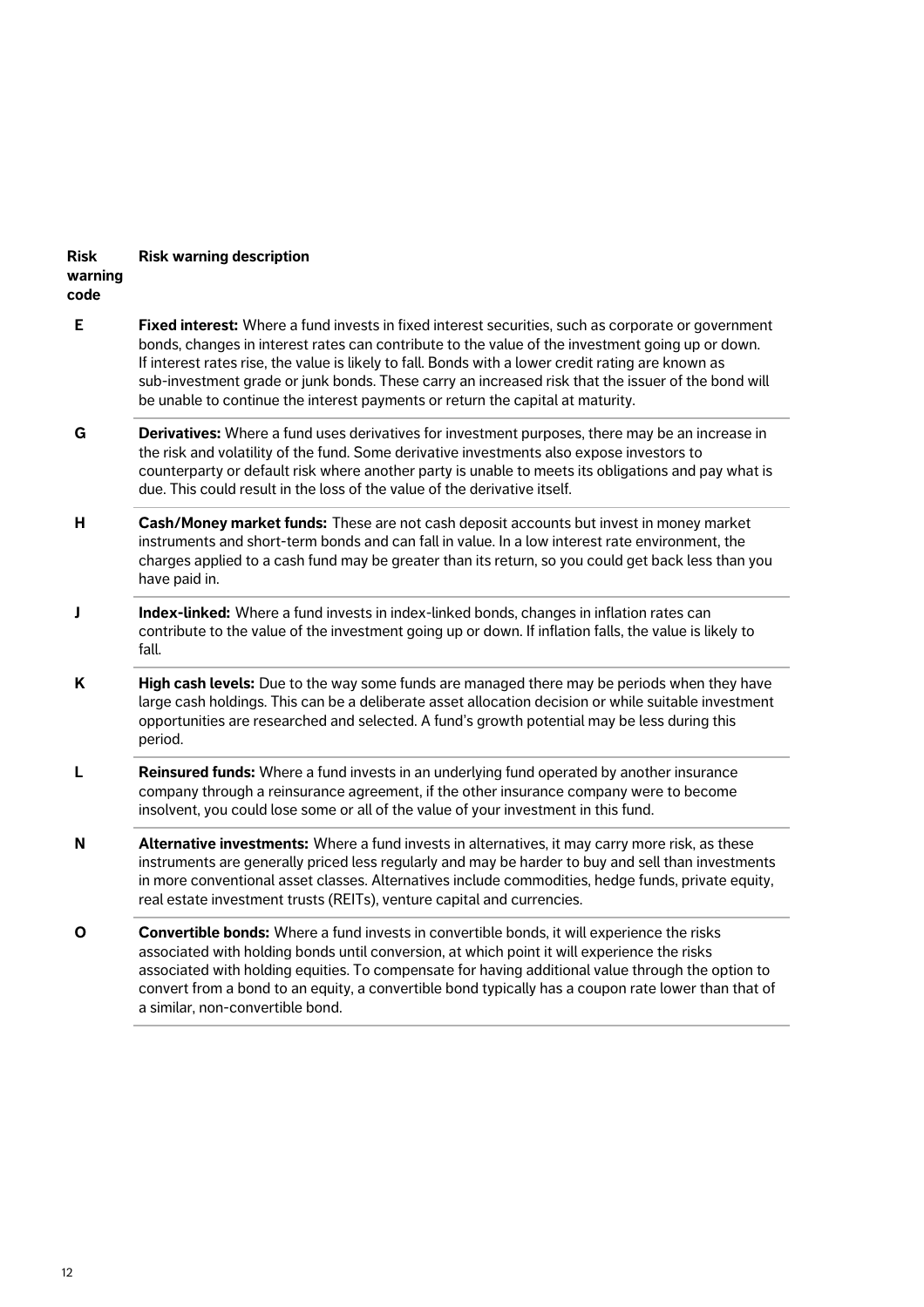| Risk warning code | Risk warning description |
| --- | --- |
| E | **Fixed interest:** Where a fund invests in fixed interest securities, such as corporate or government bonds, changes in interest rates can contribute to the value of the investment going up or down. If interest rates rise, the value is likely to fall. Bonds with a lower credit rating are known as sub-investment grade or junk bonds. These carry an increased risk that the issuer of the bond will be unable to continue the interest payments or return the capital at maturity. |
| G | **Derivatives:** Where a fund uses derivatives for investment purposes, there may be an increase in the risk and volatility of the fund. Some derivative investments also expose investors to counterparty or default risk where another party is unable to meets its obligations and pay what is due. This could result in the loss of the value of the derivative itself. |
| H | **Cash/Money market funds:** These are not cash deposit accounts but invest in money market instruments and short-term bonds and can fall in value. In a low interest rate environment, the charges applied to a cash fund may be greater than its return, so you could get back less than you have paid in. |
| J | **Index-linked:** Where a fund invests in index-linked bonds, changes in inflation rates can contribute to the value of the investment going up or down. If inflation falls, the value is likely to fall. |
| K | **High cash levels:** Due to the way some funds are managed there may be periods when they have large cash holdings. This can be a deliberate asset allocation decision or while suitable investment opportunities are researched and selected. A fund's growth potential may be less during this period. |
| L | **Reinsured funds:** Where a fund invests in an underlying fund operated by another insurance company through a reinsurance agreement, if the other insurance company were to become insolvent, you could lose some or all of the value of your investment in this fund. |
| N | **Alternative investments:** Where a fund invests in alternatives, it may carry more risk, as these instruments are generally priced less regularly and may be harder to buy and sell than investments in more conventional asset classes. Alternatives include commodities, hedge funds, private equity, real estate investment trusts (REITs), venture capital and currencies. |
| O | **Convertible bonds:** Where a fund invests in convertible bonds, it will experience the risks associated with holding bonds until conversion, at which point it will experience the risks associated with holding equities. To compensate for having additional value through the option to convert from a bond to an equity, a convertible bond typically has a coupon rate lower than that of a similar, non-convertible bond. |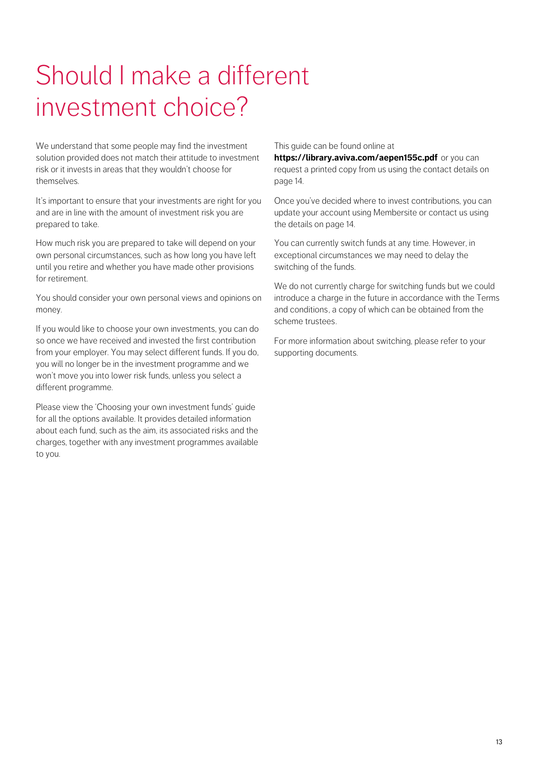# Should I make a different investment choice?

We understand that some people may find the investment solution provided does not match their attitude to investment risk or it invests in areas that they wouldn't choose for themselves.

It's important to ensure that your investments are right for you and are in line with the amount of investment risk you are prepared to take.

How much risk you are prepared to take will depend on your own personal circumstances, such as how long you have left until you retire and whether you have made other provisions for retirement.

You should consider your own personal views and opinions on money.

If you would like to choose your own investments, you can do so once we have received and invested the first contribution from your employer. You may select different funds. If you do, you will no longer be in the investment programme and we won't move you into lower risk funds, unless you select a different programme.

Please view the 'Choosing your own investment funds' guide for all the options available. It provides detailed information about each fund, such as the aim, its associated risks and the charges, together with any investment programmes available to you.

This guide can be found online at **https://library.aviva.com/aepen155c.pdf** or you can request a printed copy from us using the contact details on page 14.

Once you've decided where to invest contributions, you can update your account using Membersite or contact us using the details on page 14.

You can currently switch funds at any time. However, in exceptional circumstances we may need to delay the switching of the funds.

We do not currently charge for switching funds but we could introduce a charge in the future in accordance with the Terms and conditions, a copy of which can be obtained from the scheme trustees.

For more information about switching, please refer to your supporting documents.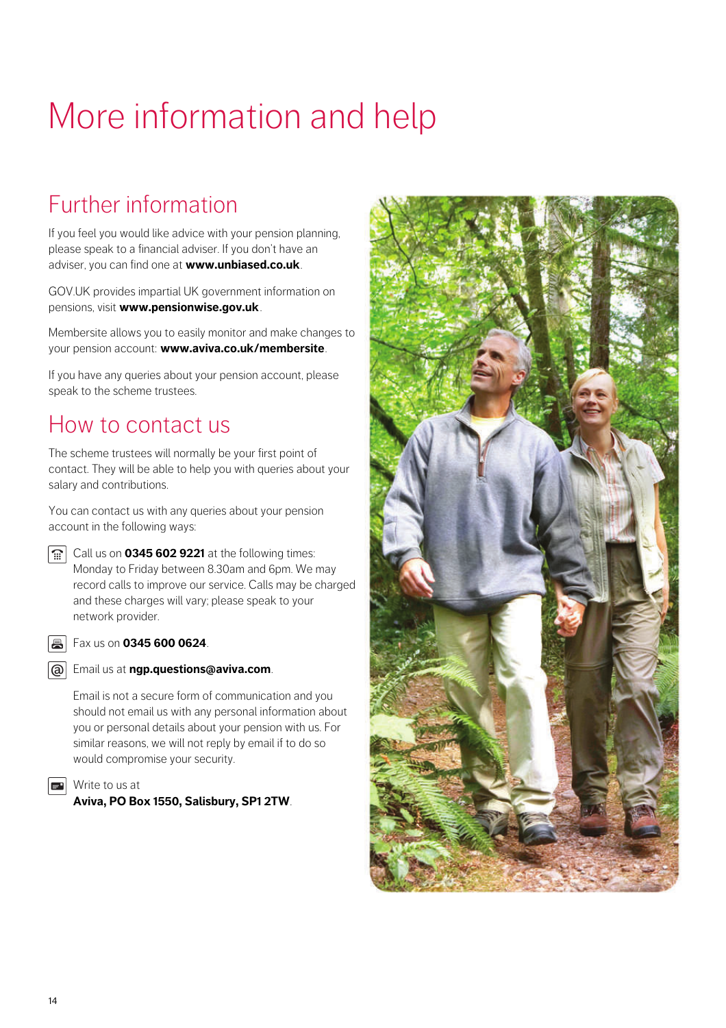# More information and help

## Further information

If you feel you would like advice with your pension planning, please speak to a financial adviser. If you don't have an adviser, you can find one at **www.unbiased.co.uk**.

GOV.UK provides impartial UK government information on pensions, visit **www.pensionwise.gov.uk**.

Membersite allows you to easily monitor and make changes to your pension account: **www.aviva.co.uk/membersite**.

If you have any queries about your pension account, please speak to the scheme trustees.

## How to contact us

The scheme trustees will normally be your first point of contact. They will be able to help you with queries about your salary and contributions.

You can contact us with any queries about your pension account in the following ways:

Call us on **0345 602 9221** at the following times: Monday to Friday between 8.30am and 6pm. We may record calls to improve our service. Calls may be charged and these charges will vary; please speak to your network provider.

Fax us on **0345 600 0624**.

Email us at **ngp.questions@aviva.com**.

Email is not a secure form of communication and you should not email us with any personal information about you or personal details about your pension with us. For similar reasons, we will not reply by email if to do so would compromise your security.

Write to us at
**Aviva, PO Box 1550, Salisbury, SP1 2TW**.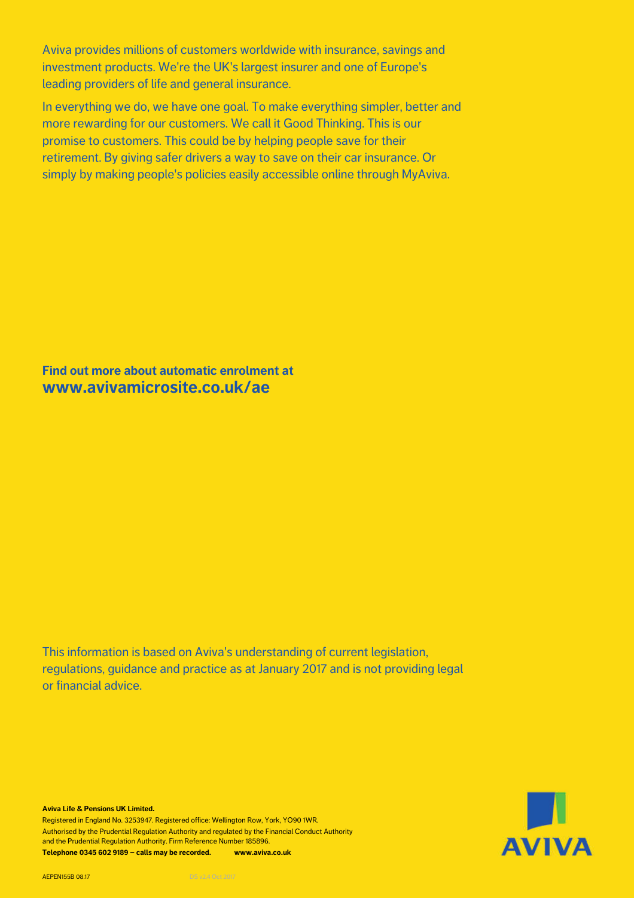Aviva provides millions of customers worldwide with insurance, savings and investment products. We're the UK's largest insurer and one of Europe's leading providers of life and general insurance.

In everything we do, we have one goal. To make everything simpler, better and more rewarding for our customers. We call it Good Thinking. This is our promise to customers. This could be by helping people save for their retirement. By giving safer drivers a way to save on their car insurance. Or simply by making people's policies easily accessible online through MyAviva.

**Find out more about automatic enrolment at**
**www.avivamicrosite.co.uk/ae**

This information is based on Aviva's understanding of current legislation, regulations, guidance and practice as at January 2017 and is not providing legal or financial advice.

**Aviva Life & Pensions UK Limited.**
Registered in England No. 3253947. Registered office: Wellington Row, York, YO90 1WR.
Authorised by the Prudential Regulation Authority and regulated by the Financial Conduct Authority and the Prudential Regulation Authority. Firm Reference Number 185896.
**Telephone 0345 602 9189 – calls may be recorded. www.aviva.co.uk**

AVIVA

AEPEN155B 08.17 DS v2.4 Oct 2017